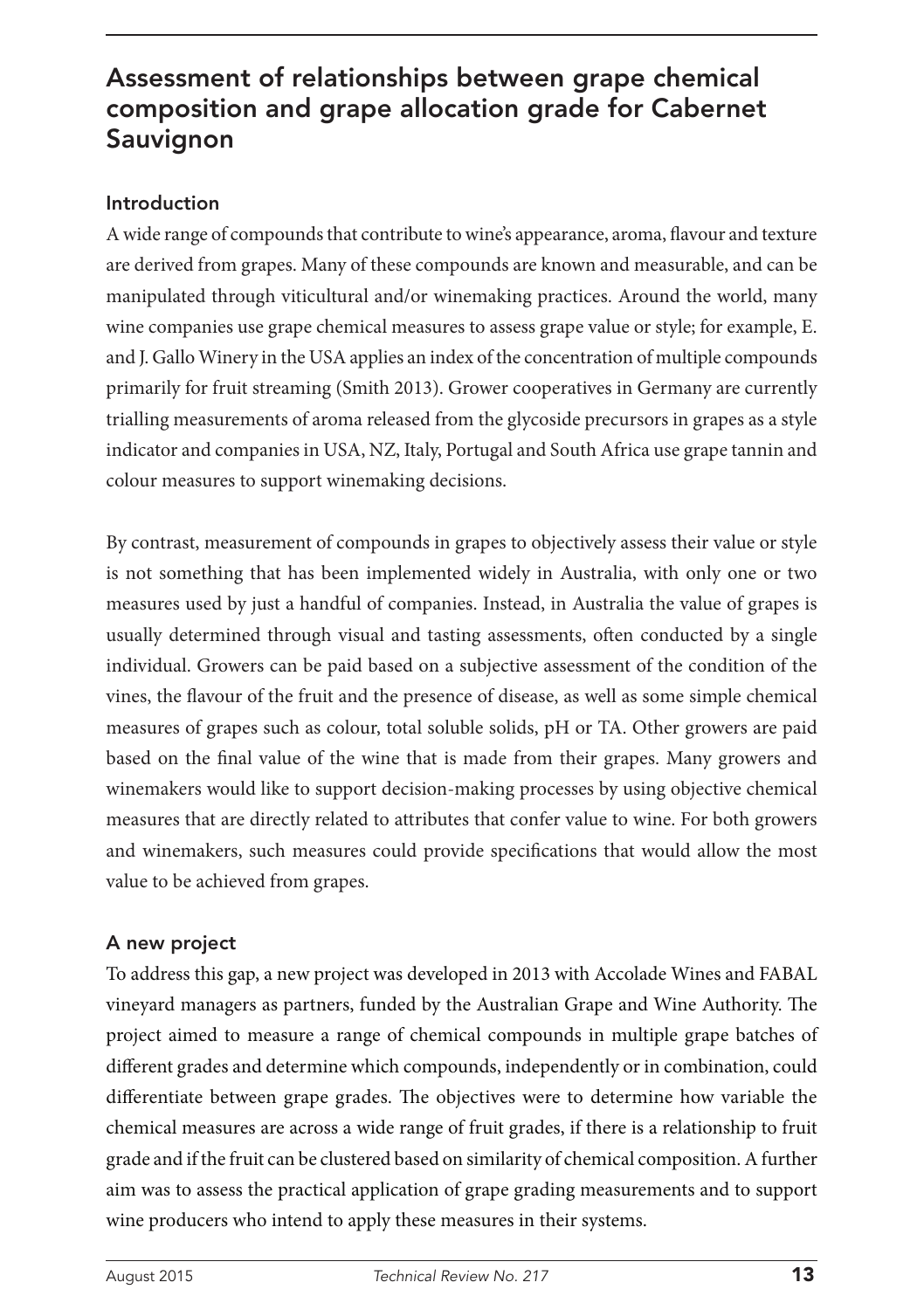# Assessment of relationships between grape chemical composition and grape allocation grade for Cabernet Sauvignon

## Introduction

A wide range of compounds that contribute to wine's appearance, aroma, flavour and texture are derived from grapes. Many of these compounds are known and measurable, and can be manipulated through viticultural and/or winemaking practices. Around the world, many wine companies use grape chemical measures to assess grape value or style; for example, E. and J. Gallo Winery in the USA applies an index of the concentration of multiple compounds primarily for fruit streaming (Smith 2013). Grower cooperatives in Germany are currently trialling measurements of aroma released from the glycoside precursors in grapes as a style indicator and companies in USA, NZ, Italy, Portugal and South Africa use grape tannin and colour measures to support winemaking decisions.

By contrast, measurement of compounds in grapes to objectively assess their value or style is not something that has been implemented widely in Australia, with only one or two measures used by just a handful of companies. Instead, in Australia the value of grapes is usually determined through visual and tasting assessments, often conducted by a single individual. Growers can be paid based on a subjective assessment of the condition of the vines, the flavour of the fruit and the presence of disease, as well as some simple chemical measures of grapes such as colour, total soluble solids, pH or TA. Other growers are paid based on the final value of the wine that is made from their grapes. Many growers and winemakers would like to support decision-making processes by using objective chemical measures that are directly related to attributes that confer value to wine. For both growers and winemakers, such measures could provide specifications that would allow the most value to be achieved from grapes.

## A new project

To address this gap, a new project was developed in 2013 with Accolade Wines and FABAL vineyard managers as partners, funded by the Australian Grape and Wine Authority. The project aimed to measure a range of chemical compounds in multiple grape batches of different grades and determine which compounds, independently or in combination, could differentiate between grape grades. The objectives were to determine how variable the chemical measures are across a wide range of fruit grades, if there is a relationship to fruit grade and if the fruit can be clustered based on similarity of chemical composition. A further aim was to assess the practical application of grape grading measurements and to support wine producers who intend to apply these measures in their systems.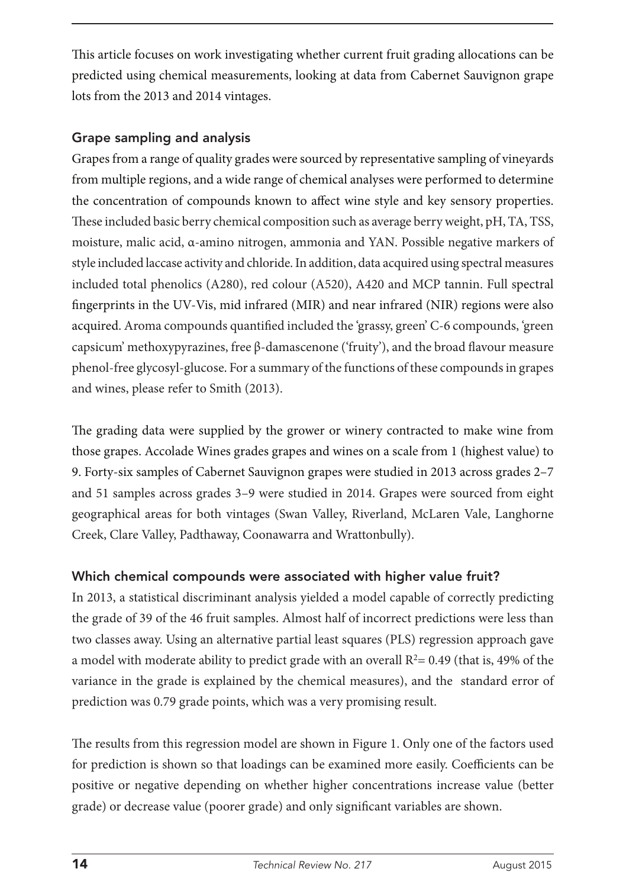This article focuses on work investigating whether current fruit grading allocations can be predicted using chemical measurements, looking at data from Cabernet Sauvignon grape lots from the 2013 and 2014 vintages.

### Grape sampling and analysis

Grapes from a range of quality grades were sourced by representative sampling of vineyards from multiple regions, and a wide range of chemical analyses were performed to determine the concentration of compounds known to affect wine style and key sensory properties. These included basic berry chemical composition such as average berry weight, pH, TA, TSS, moisture, malic acid, α-amino nitrogen, ammonia and YAN. Possible negative markers of style included laccase activity and chloride. In addition, data acquired using spectral measures included total phenolics (A280), red colour (A520), A420 and MCP tannin. Full spectral fingerprints in the UV-Vis, mid infrared (MIR) and near infrared (NIR) regions were also acquired. Aroma compounds quantified included the 'grassy, green' C-6 compounds, 'green capsicum' methoxypyrazines, free β-damascenone ('fruity'), and the broad flavour measure phenol-free glycosyl-glucose. For a summary of the functions of these compounds in grapes and wines, please refer to Smith (2013).

The grading data were supplied by the grower or winery contracted to make wine from those grapes. Accolade Wines grades grapes and wines on a scale from 1 (highest value) to 9. Forty-six samples of Cabernet Sauvignon grapes were studied in 2013 across grades 2–7 and 51 samples across grades 3–9 were studied in 2014. Grapes were sourced from eight geographical areas for both vintages (Swan Valley, Riverland, McLaren Vale, Langhorne Creek, Clare Valley, Padthaway, Coonawarra and Wrattonbully).

### Which chemical compounds were associated with higher value fruit?

In 2013, a statistical discriminant analysis yielded a model capable of correctly predicting the grade of 39 of the 46 fruit samples. Almost half of incorrect predictions were less than two classes away. Using an alternative partial least squares (PLS) regression approach gave a model with moderate ability to predict grade with an overall $R^2 = 0.49$ (that is, 49% of the variance in the grade is explained by the chemical measures), and the standard error of prediction was 0.79 grade points, which was a very promising result.

The results from this regression model are shown in Figure 1. Only one of the factors used for prediction is shown so that loadings can be examined more easily. Coefficients can be positive or negative depending on whether higher concentrations increase value (better grade) or decrease value (poorer grade) and only significant variables are shown.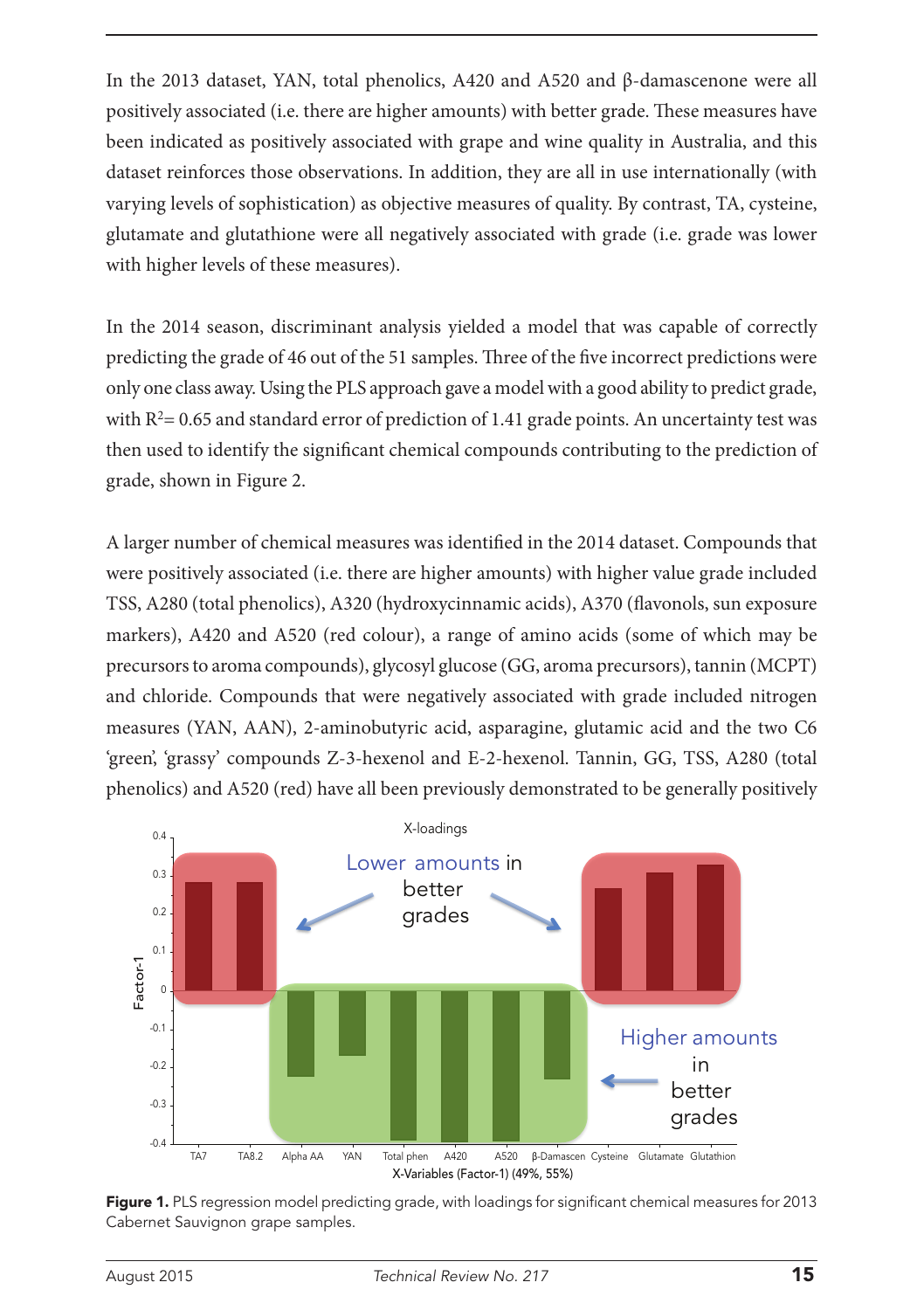In the 2013 dataset, YAN, total phenolics, A420 and A520 and β-damascenone were all positively associated (i.e. there are higher amounts) with better grade. These measures have been indicated as positively associated with grape and wine quality in Australia, and this dataset reinforces those observations. In addition, they are all in use internationally (with varying levels of sophistication) as objective measures of quality. By contrast, TA, cysteine, glutamate and glutathione were all negatively associated with grade (i.e. grade was lower with higher levels of these measures).

In the 2014 season, discriminant analysis yielded a model that was capable of correctly predicting the grade of 46 out of the 51 samples. Three of the five incorrect predictions were only one class away. Using the PLS approach gave a model with a good ability to predict grade, with $R^2$= 0.65 and standard error of prediction of 1.41 grade points. An uncertainty test was then used to identify the significant chemical compounds contributing to the prediction of grade, shown in Figure 2.

A larger number of chemical measures was identified in the 2014 dataset. Compounds that were positively associated (i.e. there are higher amounts) with higher value grade included TSS, A280 (total phenolics), A320 (hydroxycinnamic acids), A370 (flavonols, sun exposure markers), A420 and A520 (red colour), a range of amino acids (some of which may be precursors to aroma compounds), glycosyl glucose (GG, aroma precursors), tannin (MCPT) and chloride. Compounds that were negatively associated with grade included nitrogen measures (YAN, AAN), 2-aminobutyric acid, asparagine, glutamic acid and the two C6 'green', 'grassy' compounds Z-3-hexenol and E-2-hexenol. Tannin, GG, TSS, A280 (total phenolics) and A520 (red) have all been previously demonstrated to be generally positively

X-loadings

Lower amounts in better grades

Higher amounts in better grades

| X-Variable | Factor-1 loading (approx.) |
|---|---|
| TA7 | 0.28 |
| TA8.2 | 0.28 |
| Alpha AA | -0.22 |
| YAN | -0.17 |
| Total phen | -0.39 |
| A420 | -0.40 |
| A520 | -0.39 |
| β-Damascen | -0.23 |
| Cysteine | 0.27 |
| Glutamate | 0.31 |
| Glutathion | 0.33 |

X-Variables (Factor-1) (49%, 55%)

**Figure 1.** PLS regression model predicting grade, with loadings for significant chemical measures for 2013 Cabernet Sauvignon grape samples.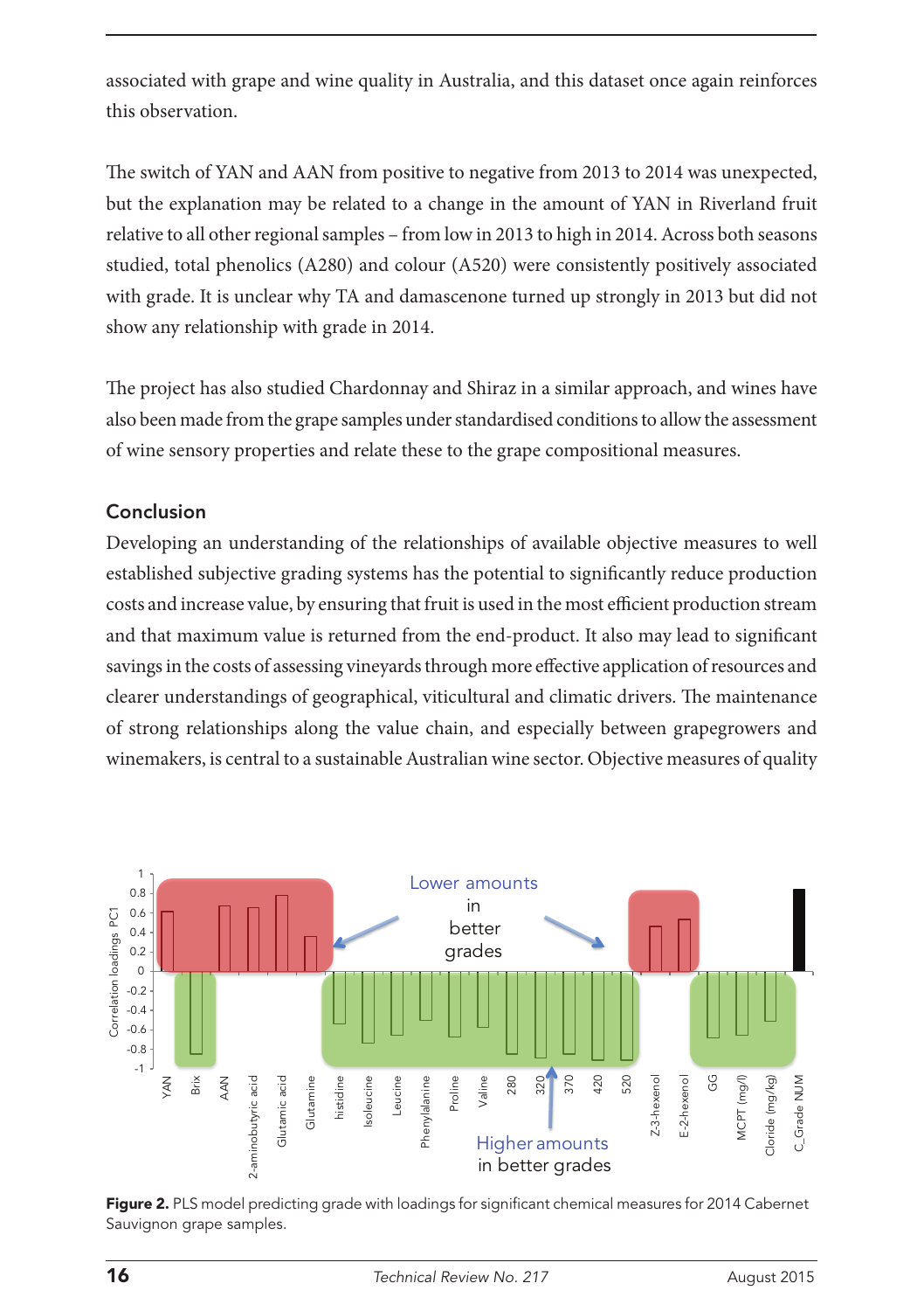associated with grape and wine quality in Australia, and this dataset once again reinforces this observation.

The switch of YAN and AAN from positive to negative from 2013 to 2014 was unexpected, but the explanation may be related to a change in the amount of YAN in Riverland fruit relative to all other regional samples – from low in 2013 to high in 2014. Across both seasons studied, total phenolics (A280) and colour (A520) were consistently positively associated with grade. It is unclear why TA and damascenone turned up strongly in 2013 but did not show any relationship with grade in 2014.

The project has also studied Chardonnay and Shiraz in a similar approach, and wines have also been made from the grape samples under standardised conditions to allow the assessment of wine sensory properties and relate these to the grape compositional measures.

## Conclusion

Developing an understanding of the relationships of available objective measures to well established subjective grading systems has the potential to significantly reduce production costs and increase value, by ensuring that fruit is used in the most efficient production stream and that maximum value is returned from the end-product. It also may lead to significant savings in the costs of assessing vineyards through more effective application of resources and clearer understandings of geographical, viticultural and climatic drivers. The maintenance of strong relationships along the value chain, and especially between grapegrowers and winemakers, is central to a sustainable Australian wine sector. Objective measures of quality

**Figure 2.** PLS model predicting grade with loadings for significant chemical measures for 2014 Cabernet Sauvignon grape samples.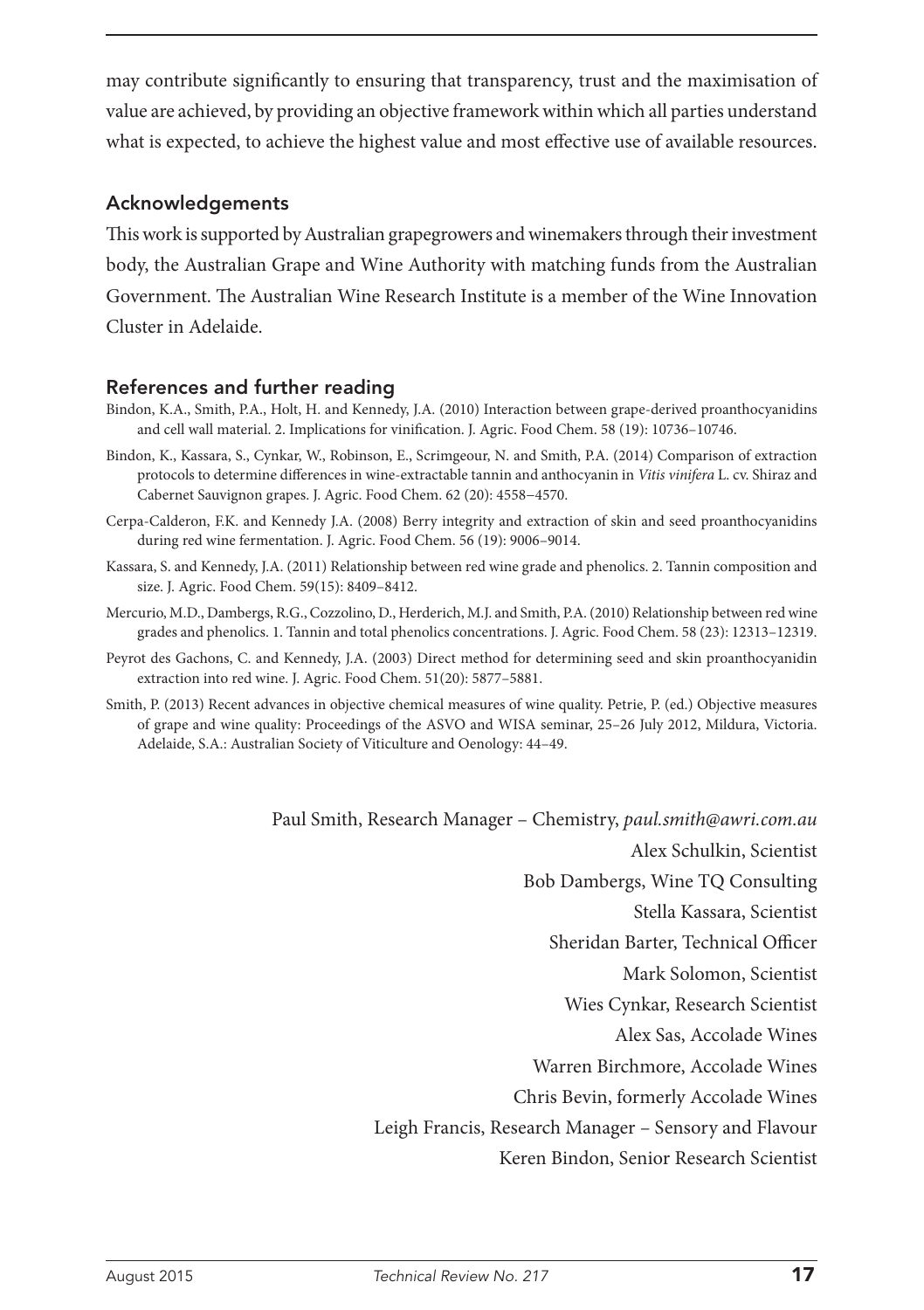may contribute significantly to ensuring that transparency, trust and the maximisation of value are achieved, by providing an objective framework within which all parties understand what is expected, to achieve the highest value and most effective use of available resources.

## Acknowledgements

This work is supported by Australian grapegrowers and winemakers through their investment body, the Australian Grape and Wine Authority with matching funds from the Australian Government. The Australian Wine Research Institute is a member of the Wine Innovation Cluster in Adelaide.

## References and further reading

Bindon, K.A., Smith, P.A., Holt, H. and Kennedy, J.A. (2010) Interaction between grape-derived proanthocyanidins and cell wall material. 2. Implications for vinification. J. Agric. Food Chem. 58 (19): 10736–10746.

Bindon, K., Kassara, S., Cynkar, W., Robinson, E., Scrimgeour, N. and Smith, P.A. (2014) Comparison of extraction protocols to determine differences in wine-extractable tannin and anthocyanin in *Vitis vinifera* L. cv. Shiraz and Cabernet Sauvignon grapes. J. Agric. Food Chem. 62 (20): 4558–4570.

Cerpa-Calderon, F.K. and Kennedy J.A. (2008) Berry integrity and extraction of skin and seed proanthocyanidins during red wine fermentation. J. Agric. Food Chem. 56 (19): 9006–9014.

Kassara, S. and Kennedy, J.A. (2011) Relationship between red wine grade and phenolics. 2. Tannin composition and size. J. Agric. Food Chem. 59(15): 8409–8412.

Mercurio, M.D., Dambergs, R.G., Cozzolino, D., Herderich, M.J. and Smith, P.A. (2010) Relationship between red wine grades and phenolics. 1. Tannin and total phenolics concentrations. J. Agric. Food Chem. 58 (23): 12313–12319.

Peyrot des Gachons, C. and Kennedy, J.A. (2003) Direct method for determining seed and skin proanthocyanidin extraction into red wine. J. Agric. Food Chem. 51(20): 5877–5881.

Smith, P. (2013) Recent advances in objective chemical measures of wine quality. Petrie, P. (ed.) Objective measures of grape and wine quality: Proceedings of the ASVO and WISA seminar, 25–26 July 2012, Mildura, Victoria. Adelaide, S.A.: Australian Society of Viticulture and Oenology: 44–49.

Paul Smith, Research Manager – Chemistry, *paul.smith@awri.com.au*
Alex Schulkin, Scientist
Bob Dambergs, Wine TQ Consulting
Stella Kassara, Scientist
Sheridan Barter, Technical Officer
Mark Solomon, Scientist
Wies Cynkar, Research Scientist
Alex Sas, Accolade Wines
Warren Birchmore, Accolade Wines
Chris Bevin, formerly Accolade Wines
Leigh Francis, Research Manager – Sensory and Flavour
Keren Bindon, Senior Research Scientist